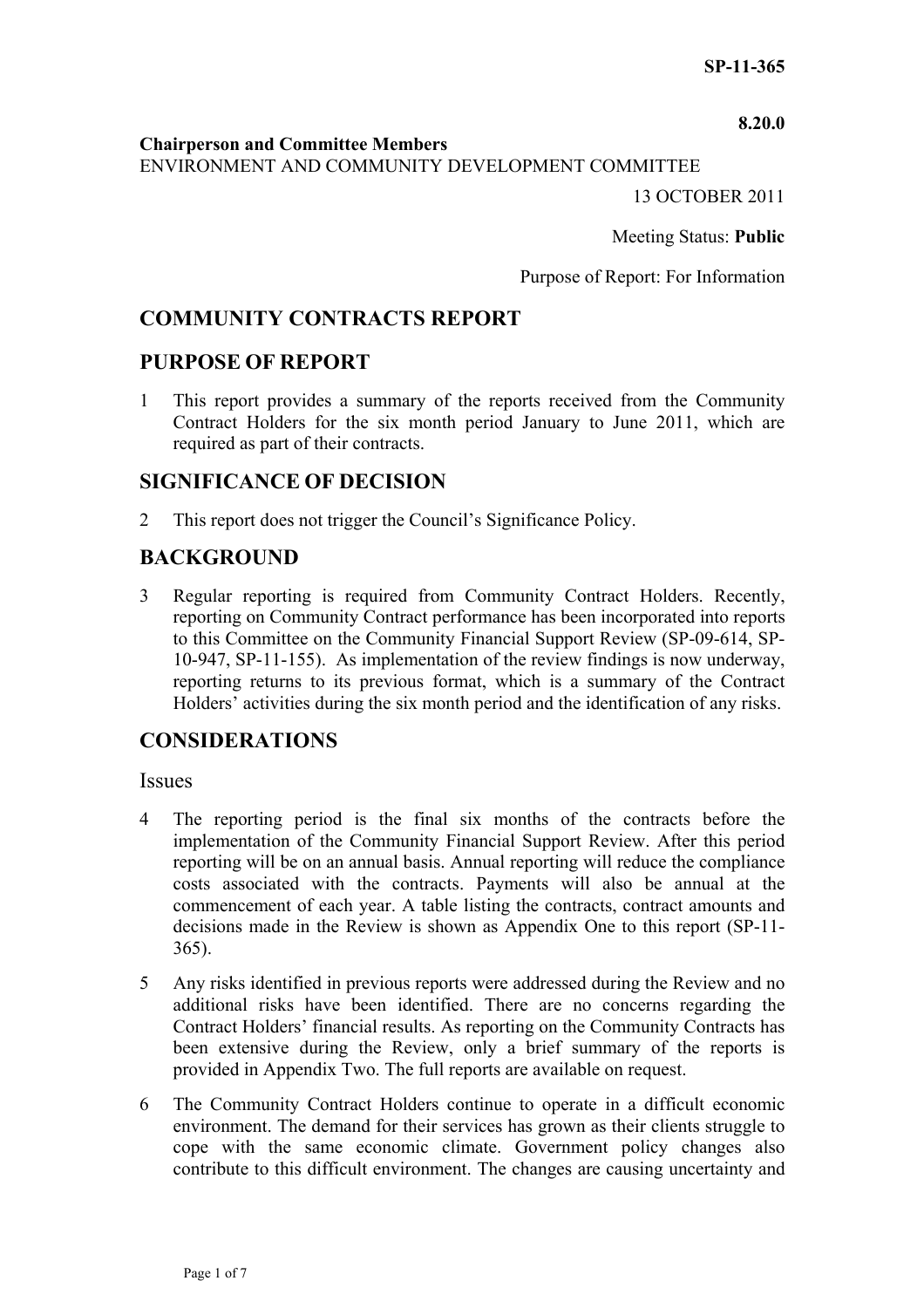**SP-11-365**

**8.20.0**

**Chairperson and Committee Members**
ENVIRONMENT AND COMMUNITY DEVELOPMENT COMMITTEE

13 OCTOBER 2011

Meeting Status: **Public**

Purpose of Report: For Information

## COMMUNITY CONTRACTS REPORT

## PURPOSE OF REPORT

1 This report provides a summary of the reports received from the Community Contract Holders for the six month period January to June 2011, which are required as part of their contracts.

## SIGNIFICANCE OF DECISION

2 This report does not trigger the Council's Significance Policy.

## BACKGROUND

3 Regular reporting is required from Community Contract Holders. Recently, reporting on Community Contract performance has been incorporated into reports to this Committee on the Community Financial Support Review (SP-09-614, SP-10-947, SP-11-155). As implementation of the review findings is now underway, reporting returns to its previous format, which is a summary of the Contract Holders' activities during the six month period and the identification of any risks.

## CONSIDERATIONS

### Issues

4 The reporting period is the final six months of the contracts before the implementation of the Community Financial Support Review. After this period reporting will be on an annual basis. Annual reporting will reduce the compliance costs associated with the contracts. Payments will also be annual at the commencement of each year. A table listing the contracts, contract amounts and decisions made in the Review is shown as Appendix One to this report (SP-11-365).

5 Any risks identified in previous reports were addressed during the Review and no additional risks have been identified. There are no concerns regarding the Contract Holders' financial results. As reporting on the Community Contracts has been extensive during the Review, only a brief summary of the reports is provided in Appendix Two. The full reports are available on request.

6 The Community Contract Holders continue to operate in a difficult economic environment. The demand for their services has grown as their clients struggle to cope with the same economic climate. Government policy changes also contribute to this difficult environment. The changes are causing uncertainty and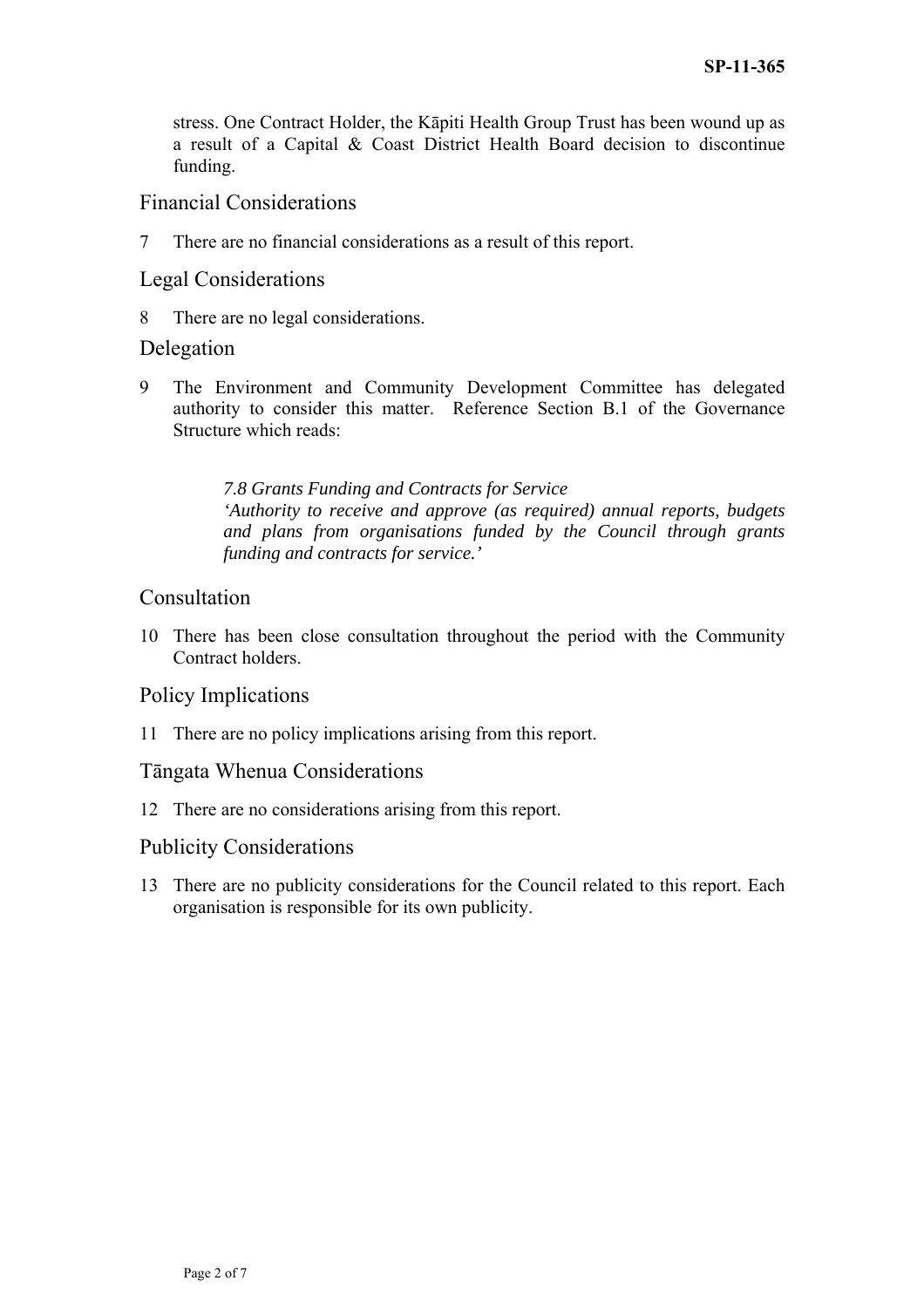stress. One Contract Holder, the Kāpiti Health Group Trust has been wound up as a result of a Capital & Coast District Health Board decision to discontinue funding.

## Financial Considerations

7 There are no financial considerations as a result of this report.

## Legal Considerations

8 There are no legal considerations.

## Delegation

9 The Environment and Community Development Committee has delegated authority to consider this matter. Reference Section B.1 of the Governance Structure which reads:

> *7.8 Grants Funding and Contracts for Service*
> *'Authority to receive and approve (as required) annual reports, budgets and plans from organisations funded by the Council through grants funding and contracts for service.'*

## Consultation

10 There has been close consultation throughout the period with the Community Contract holders.

## Policy Implications

11 There are no policy implications arising from this report.

## Tāngata Whenua Considerations

12 There are no considerations arising from this report.

## Publicity Considerations

13 There are no publicity considerations for the Council related to this report. Each organisation is responsible for its own publicity.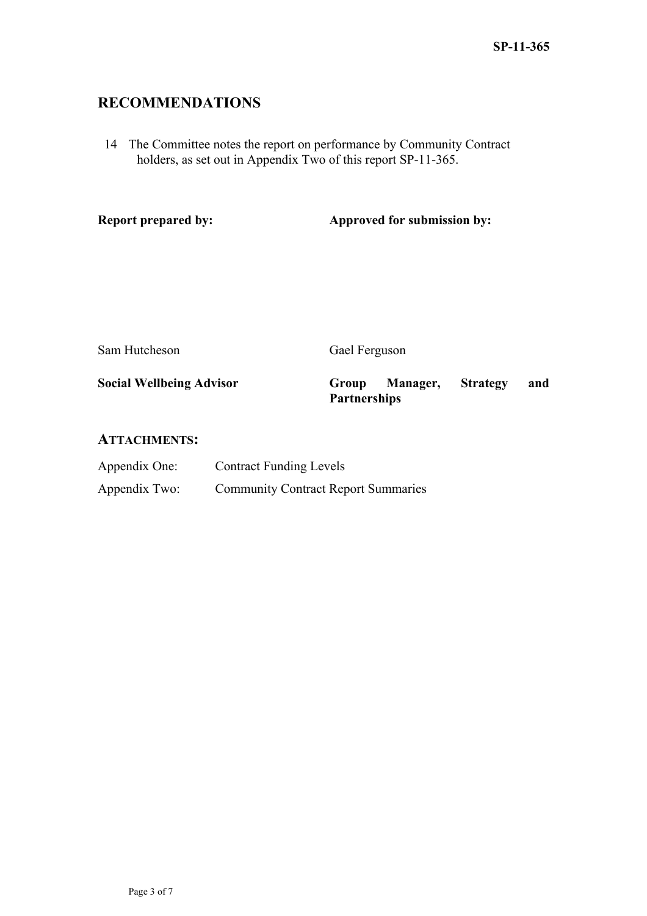## RECOMMENDATIONS

14 The Committee notes the report on performance by Community Contract holders, as set out in Appendix Two of this report SP-11-365.

| **Report prepared by:** | **Approved for submission by:** |
|---|---|
| Sam Hutcheson | Gael Ferguson |
| **Social Wellbeing Advisor** | **Group Manager, Strategy and Partnerships** |

### ATTACHMENTS:

Appendix One: Contract Funding Levels

Appendix Two: Community Contract Report Summaries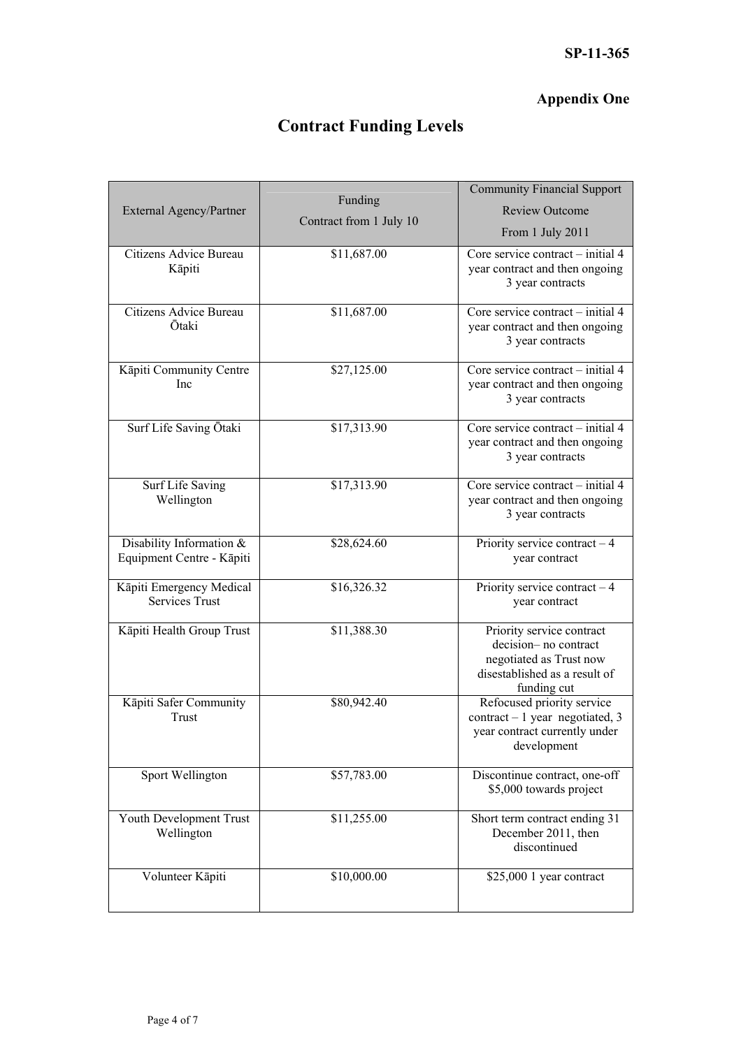SP-11-365

**Appendix One**

# Contract Funding Levels

| External Agency/Partner | Funding Contract from 1 July 10 | Community Financial Support Review Outcome From 1 July 2011 |
|---|---|---|
| Citizens Advice Bureau Kāpiti | $11,687.00 | Core service contract – initial 4 year contract and then ongoing 3 year contracts |
| Citizens Advice Bureau Ōtaki | $11,687.00 | Core service contract – initial 4 year contract and then ongoing 3 year contracts |
| Kāpiti Community Centre Inc | $27,125.00 | Core service contract – initial 4 year contract and then ongoing 3 year contracts |
| Surf Life Saving Ōtaki | $17,313.90 | Core service contract – initial 4 year contract and then ongoing 3 year contracts |
| Surf Life Saving Wellington | $17,313.90 | Core service contract – initial 4 year contract and then ongoing 3 year contracts |
| Disability Information & Equipment Centre - Kāpiti | $28,624.60 | Priority service contract – 4 year contract |
| Kāpiti Emergency Medical Services Trust | $16,326.32 | Priority service contract – 4 year contract |
| Kāpiti Health Group Trust | $11,388.30 | Priority service contract decision– no contract negotiated as Trust now disestablished as a result of funding cut |
| Kāpiti Safer Community Trust | $80,942.40 | Refocused priority service contract – 1 year negotiated, 3 year contract currently under development |
| Sport Wellington | $57,783.00 | Discontinue contract, one-off $5,000 towards project |
| Youth Development Trust Wellington | $11,255.00 | Short term contract ending 31 December 2011, then discontinued |
| Volunteer Kāpiti | $10,000.00 | $25,000 1 year contract |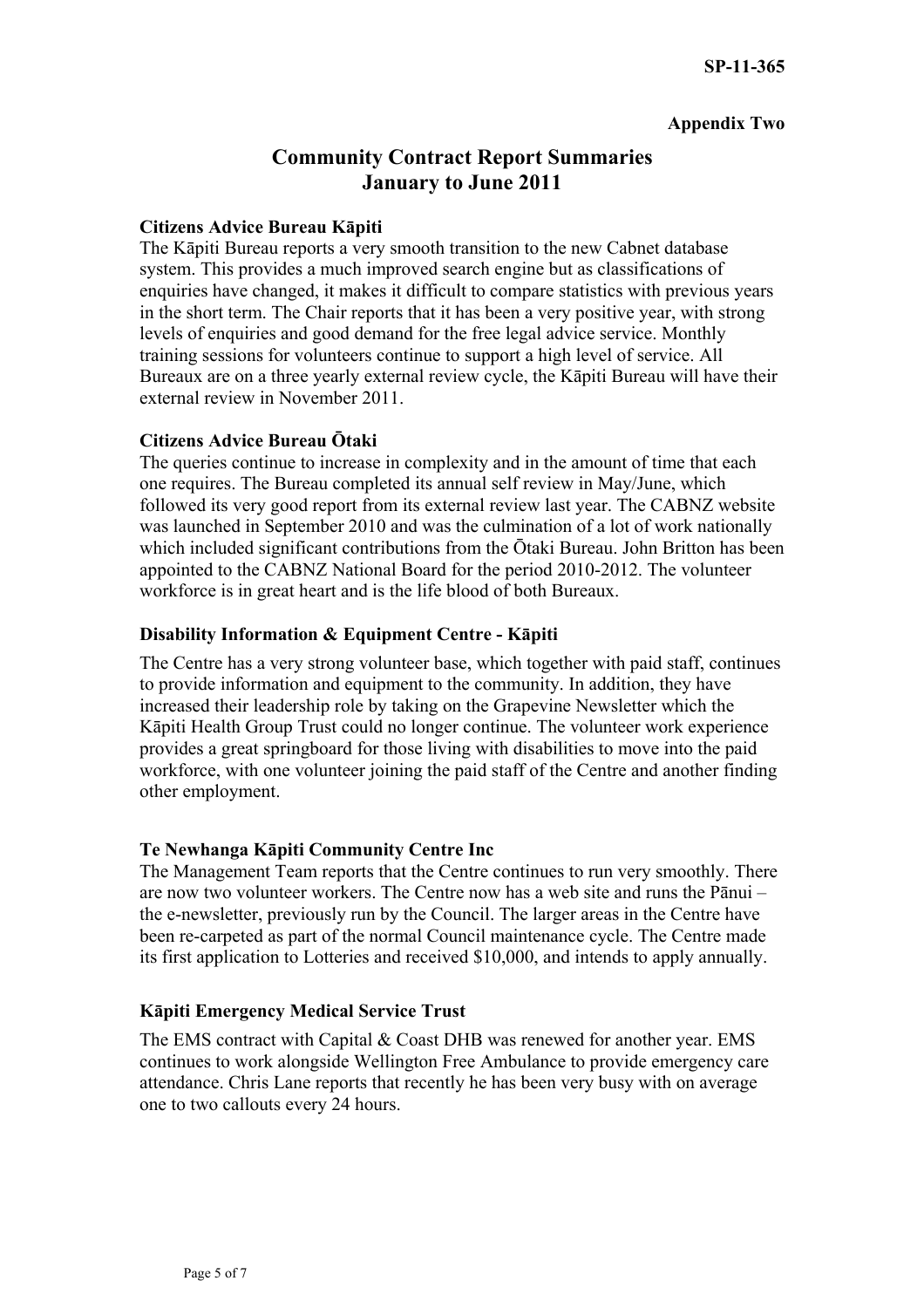SP-11-365

**Appendix Two**

# Community Contract Report Summaries
# January to June 2011

**Citizens Advice Bureau Kāpiti**

The Kāpiti Bureau reports a very smooth transition to the new Cabnet database system. This provides a much improved search engine but as classifications of enquiries have changed, it makes it difficult to compare statistics with previous years in the short term. The Chair reports that it has been a very positive year, with strong levels of enquiries and good demand for the free legal advice service. Monthly training sessions for volunteers continue to support a high level of service. All Bureaux are on a three yearly external review cycle, the Kāpiti Bureau will have their external review in November 2011.

**Citizens Advice Bureau Ōtaki**

The queries continue to increase in complexity and in the amount of time that each one requires. The Bureau completed its annual self review in May/June, which followed its very good report from its external review last year. The CABNZ website was launched in September 2010 and was the culmination of a lot of work nationally which included significant contributions from the Ōtaki Bureau. John Britton has been appointed to the CABNZ National Board for the period 2010-2012. The volunteer workforce is in great heart and is the life blood of both Bureaux.

**Disability Information & Equipment Centre - Kāpiti**

The Centre has a very strong volunteer base, which together with paid staff, continues to provide information and equipment to the community. In addition, they have increased their leadership role by taking on the Grapevine Newsletter which the Kāpiti Health Group Trust could no longer continue. The volunteer work experience provides a great springboard for those living with disabilities to move into the paid workforce, with one volunteer joining the paid staff of the Centre and another finding other employment.

**Te Newhanga Kāpiti Community Centre Inc**

The Management Team reports that the Centre continues to run very smoothly. There are now two volunteer workers. The Centre now has a web site and runs the Pānui – the e-newsletter, previously run by the Council. The larger areas in the Centre have been re-carpeted as part of the normal Council maintenance cycle. The Centre made its first application to Lotteries and received $10,000, and intends to apply annually.

**Kāpiti Emergency Medical Service Trust**

The EMS contract with Capital & Coast DHB was renewed for another year. EMS continues to work alongside Wellington Free Ambulance to provide emergency care attendance. Chris Lane reports that recently he has been very busy with on average one to two callouts every 24 hours.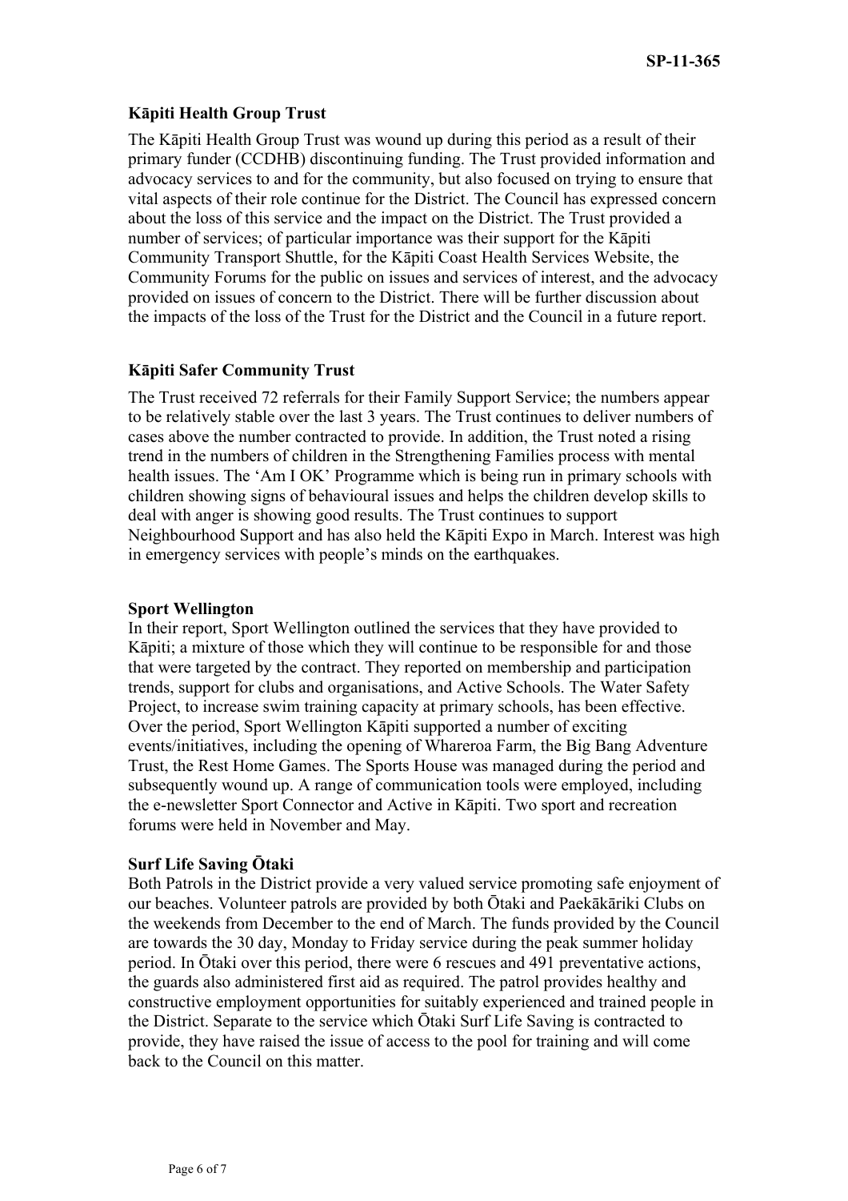**Kāpiti Health Group Trust**

The Kāpiti Health Group Trust was wound up during this period as a result of their primary funder (CCDHB) discontinuing funding. The Trust provided information and advocacy services to and for the community, but also focused on trying to ensure that vital aspects of their role continue for the District. The Council has expressed concern about the loss of this service and the impact on the District. The Trust provided a number of services; of particular importance was their support for the Kāpiti Community Transport Shuttle, for the Kāpiti Coast Health Services Website, the Community Forums for the public on issues and services of interest, and the advocacy provided on issues of concern to the District. There will be further discussion about the impacts of the loss of the Trust for the District and the Council in a future report.

**Kāpiti Safer Community Trust**

The Trust received 72 referrals for their Family Support Service; the numbers appear to be relatively stable over the last 3 years. The Trust continues to deliver numbers of cases above the number contracted to provide. In addition, the Trust noted a rising trend in the numbers of children in the Strengthening Families process with mental health issues. The 'Am I OK' Programme which is being run in primary schools with children showing signs of behavioural issues and helps the children develop skills to deal with anger is showing good results. The Trust continues to support Neighbourhood Support and has also held the Kāpiti Expo in March. Interest was high in emergency services with people's minds on the earthquakes.

**Sport Wellington**

In their report, Sport Wellington outlined the services that they have provided to Kāpiti; a mixture of those which they will continue to be responsible for and those that were targeted by the contract. They reported on membership and participation trends, support for clubs and organisations, and Active Schools. The Water Safety Project, to increase swim training capacity at primary schools, has been effective. Over the period, Sport Wellington Kāpiti supported a number of exciting events/initiatives, including the opening of Whareroa Farm, the Big Bang Adventure Trust, the Rest Home Games. The Sports House was managed during the period and subsequently wound up. A range of communication tools were employed, including the e-newsletter Sport Connector and Active in Kāpiti. Two sport and recreation forums were held in November and May.

**Surf Life Saving Ōtaki**

Both Patrols in the District provide a very valued service promoting safe enjoyment of our beaches. Volunteer patrols are provided by both Ōtaki and Paekākāriki Clubs on the weekends from December to the end of March. The funds provided by the Council are towards the 30 day, Monday to Friday service during the peak summer holiday period. In Ōtaki over this period, there were 6 rescues and 491 preventative actions, the guards also administered first aid as required. The patrol provides healthy and constructive employment opportunities for suitably experienced and trained people in the District. Separate to the service which Ōtaki Surf Life Saving is contracted to provide, they have raised the issue of access to the pool for training and will come back to the Council on this matter.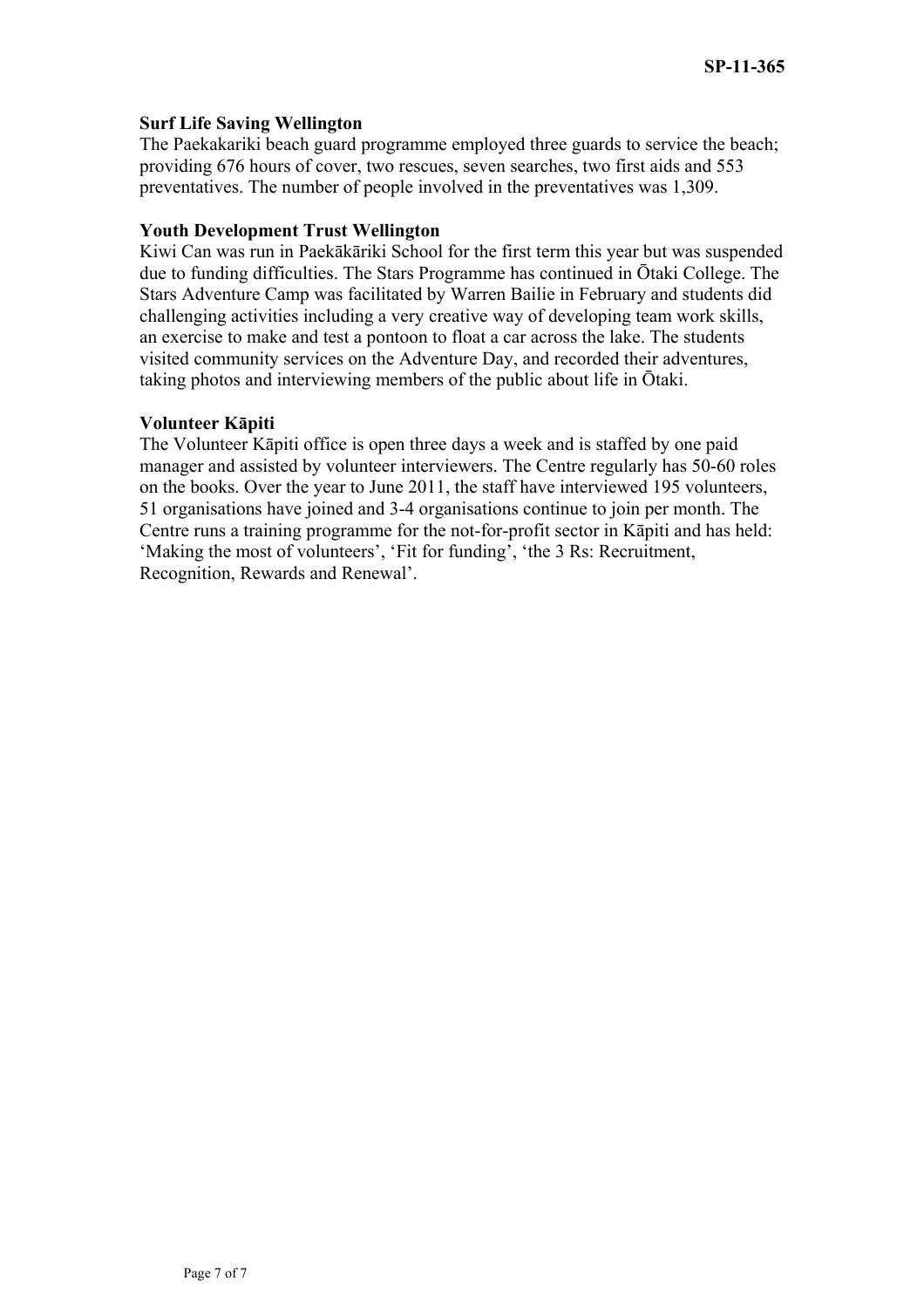**Surf Life Saving Wellington**
The Paekakariki beach guard programme employed three guards to service the beach; providing 676 hours of cover, two rescues, seven searches, two first aids and 553 preventatives. The number of people involved in the preventatives was 1,309.

**Youth Development Trust Wellington**
Kiwi Can was run in Paekākāriki School for the first term this year but was suspended due to funding difficulties. The Stars Programme has continued in Ōtaki College. The Stars Adventure Camp was facilitated by Warren Bailie in February and students did challenging activities including a very creative way of developing team work skills, an exercise to make and test a pontoon to float a car across the lake. The students visited community services on the Adventure Day, and recorded their adventures, taking photos and interviewing members of the public about life in Ōtaki.

**Volunteer Kāpiti**
The Volunteer Kāpiti office is open three days a week and is staffed by one paid manager and assisted by volunteer interviewers. The Centre regularly has 50-60 roles on the books. Over the year to June 2011, the staff have interviewed 195 volunteers, 51 organisations have joined and 3-4 organisations continue to join per month. The Centre runs a training programme for the not-for-profit sector in Kāpiti and has held: 'Making the most of volunteers', 'Fit for funding', 'the 3 Rs: Recruitment, Recognition, Rewards and Renewal'.